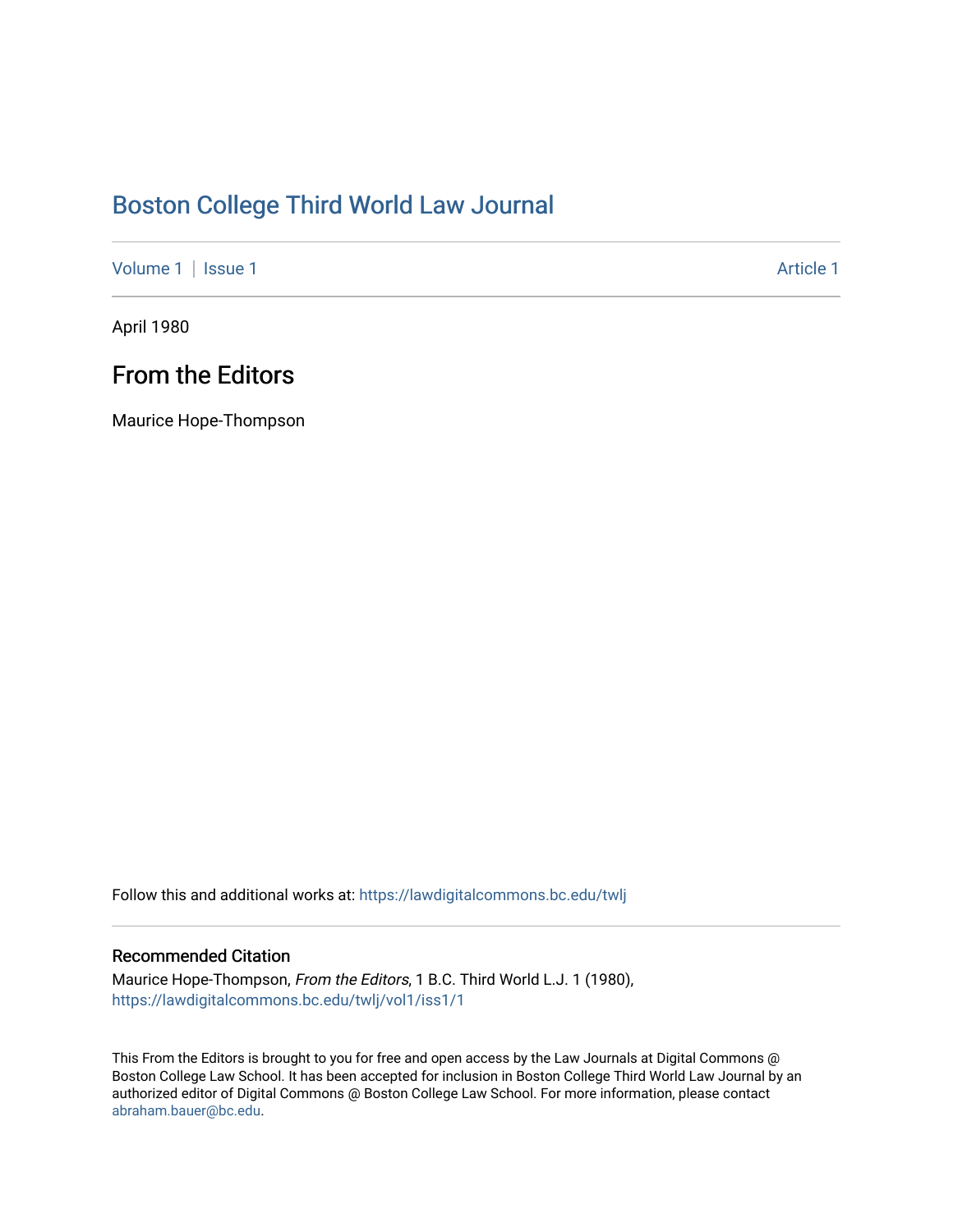# Boston College Third World Law Journal

Volume 1 | Issue 1 Article 1

April 1980

## From the Editors

Maurice Hope-Thompson

Follow this and additional works at: https://lawdigitalcommons.bc.edu/twlj

### Recommended Citation

Maurice Hope-Thompson, *From the Editors*, 1 B.C. Third World L.J. 1 (1980), https://lawdigitalcommons.bc.edu/twlj/vol1/iss1/1

This From the Editors is brought to you for free and open access by the Law Journals at Digital Commons @ Boston College Law School. It has been accepted for inclusion in Boston College Third World Law Journal by an authorized editor of Digital Commons @ Boston College Law School. For more information, please contact abraham.bauer@bc.edu.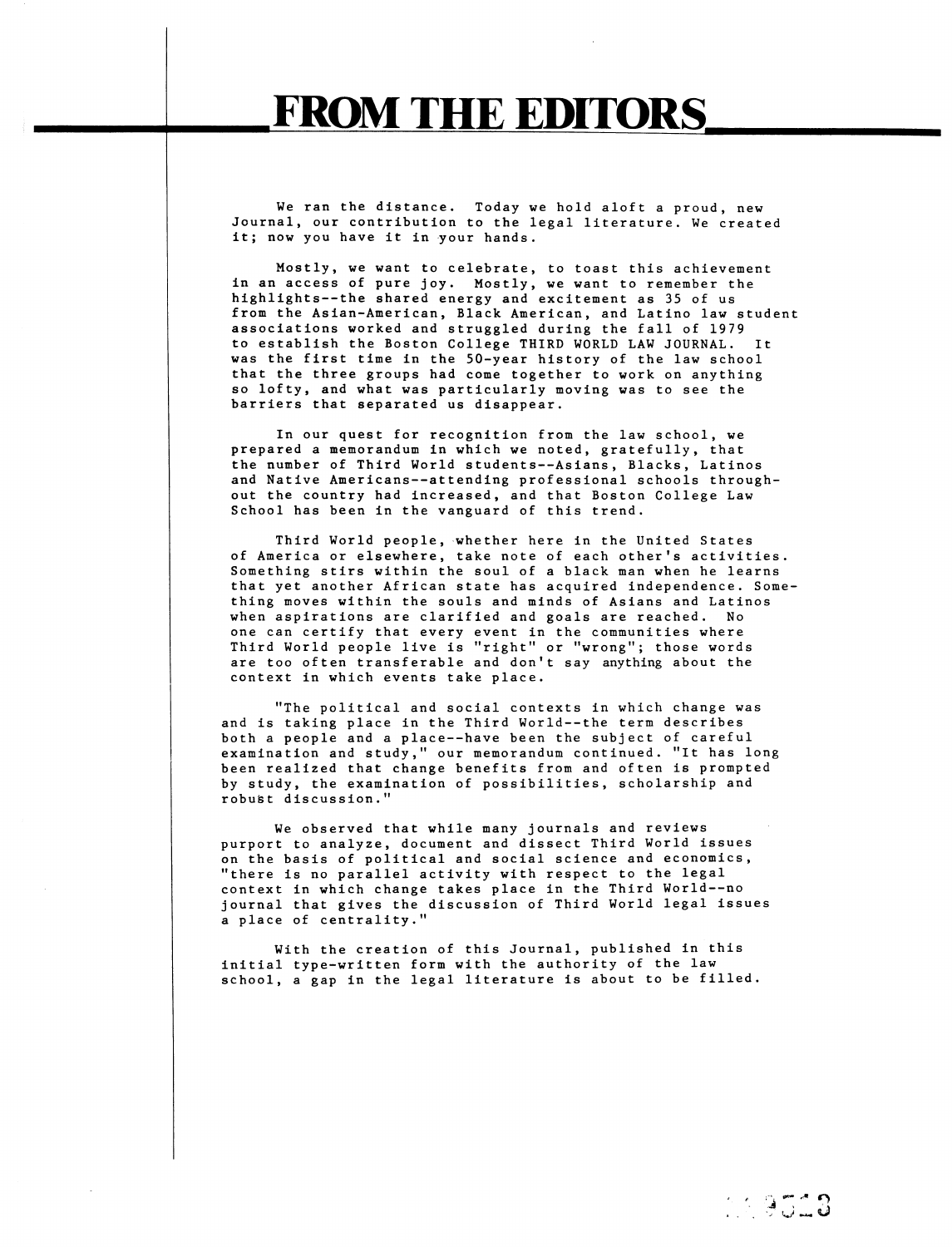# FROM THE EDITORS

We ran the distance. Today we hold aloft a proud, new Journal, our contribution to the legal literature. We created it; now you have it in your hands.

Mostly, we want to celebrate, to toast this achievement in an access of pure joy. Mostly, we want to remember the highlights--the shared energy and excitement as 35 of us from the Asian-American, Black American, and Latino law student associations worked and struggled during the fall of 1979 to establish the Boston College THIRD WORLD LAW JOURNAL. It was the first time in the 50-year history of the law school that the three groups had come together to work on anything so lofty, and what was particularly moving was to see the barriers that separated us disappear.

In our quest for recognition from the law school, we prepared a memorandum in which we noted, gratefully, that the number of Third World students--Asians, Blacks, Latinos and Native Americans--attending professional schools throughout the country had increased, and that Boston College Law School has been in the vanguard of this trend.

Third World people, whether here in the United States of America or elsewhere, take note of each other's activities. Something stirs within the soul of a black man when he learns that yet another African state has acquired independence. Something moves within the souls and minds of Asians and Latinos when aspirations are clarified and goals are reached. No one can certify that every event in the communities where Third World people live is "right" or "wrong"; those words are too often transferable and don't say anything about the context in which events take place.

"The political and social contexts in which change was and is taking place in the Third World--the term describes both a people and a place--have been the subject of careful examination and study," our memorandum continued. "It has long been realized that change benefits from and often is prompted by study, the examination of possibilities, scholarship and robust discussion."

We observed that while many journals and reviews purport to analyze, document and dissect Third World issues on the basis of political and social science and economics, "there is no parallel activity with respect to the legal context in which change takes place in the Third World--no journal that gives the discussion of Third World legal issues a place of centrality."

With the creation of this Journal, published in this initial type-written form with the authority of the law school, a gap in the legal literature is about to be filled.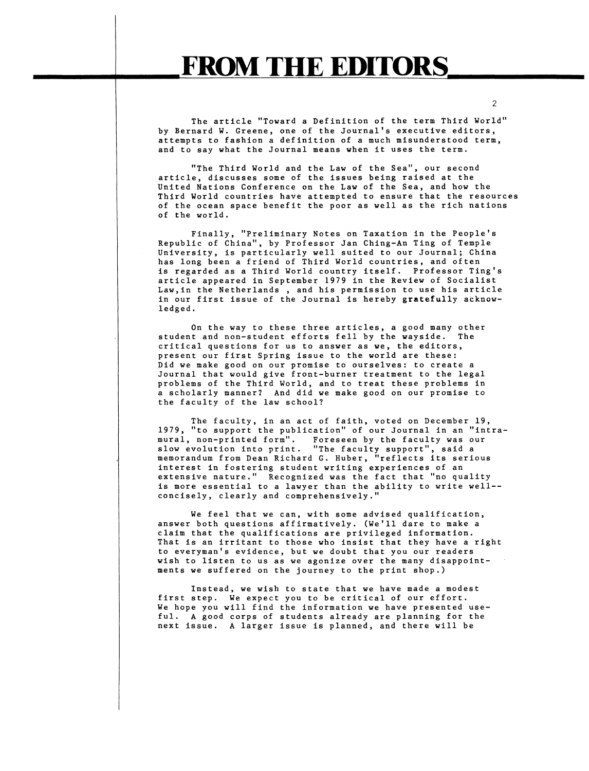# FROM THE EDITORS

The article "Toward a Definition of the term Third World" by Bernard W. Greene, one of the Journal's executive editors, attempts to fashion a definition of a much misunderstood term, and to say what the Journal means when it uses the term.

"The Third World and the Law of the Sea", our second article, discusses some of the issues being raised at the United Nations Conference on the Law of the Sea, and how the Third World countries have attempted to ensure that the resources of the ocean space benefit the poor as well as the rich nations of the world.

Finally, "Preliminary Notes on Taxation in the People's Republic of China", by Professor Jan Ching-An Ting of Temple University, is particularly well suited to our Journal; China has long been a friend of Third World countries, and often is regarded as a Third World country itself. Professor Ting's article appeared in September 1979 in the Review of Socialist Law, in the Netherlands , and his permission to use his article in our first issue of the Journal is hereby **gratefully** acknowledged.

On the way to these three articles, a good many other student and non-student efforts fell by the wayside. The critical questions for us to answer as we, the editors, present our first Spring issue to the world are these: Did we make good on our promise to ourselves: to create a Journal that would give front-burner treatment to the legal problems of the Third World, and to treat these problems in a scholarly manner? And did we make good on our promise to the faculty of the law school?

The faculty, in an act of faith, voted on December 19, 1979, "to support the publication" of our Journal in an "intramural, non-printed form". Foreseen by the faculty was our slow evolution into print. "The faculty support", said a memorandum from Dean Richard G. Huber, "reflects its serious interest in fostering student writing experiences of an extensive nature." Recognized was the fact that "no quality is more essential to a lawyer than the ability to write well--concisely, clearly and comprehensively."

We feel that we can, with some advised qualification, answer both questions affirmatively. (We'll dare to make a claim that the qualifications are privileged information. That is an irritant to those who insist that they have a right to everyman's evidence, but we doubt that you our readers wish to listen to us as we agonize over the many disappointments we suffered on the journey to the print shop.)

Instead, we wish to state that we have made a modest first step. We expect you to be critical of our effort. We hope you will find the information we have presented useful. A good corps of students already are planning for the next issue. A larger issue is planned, and there will be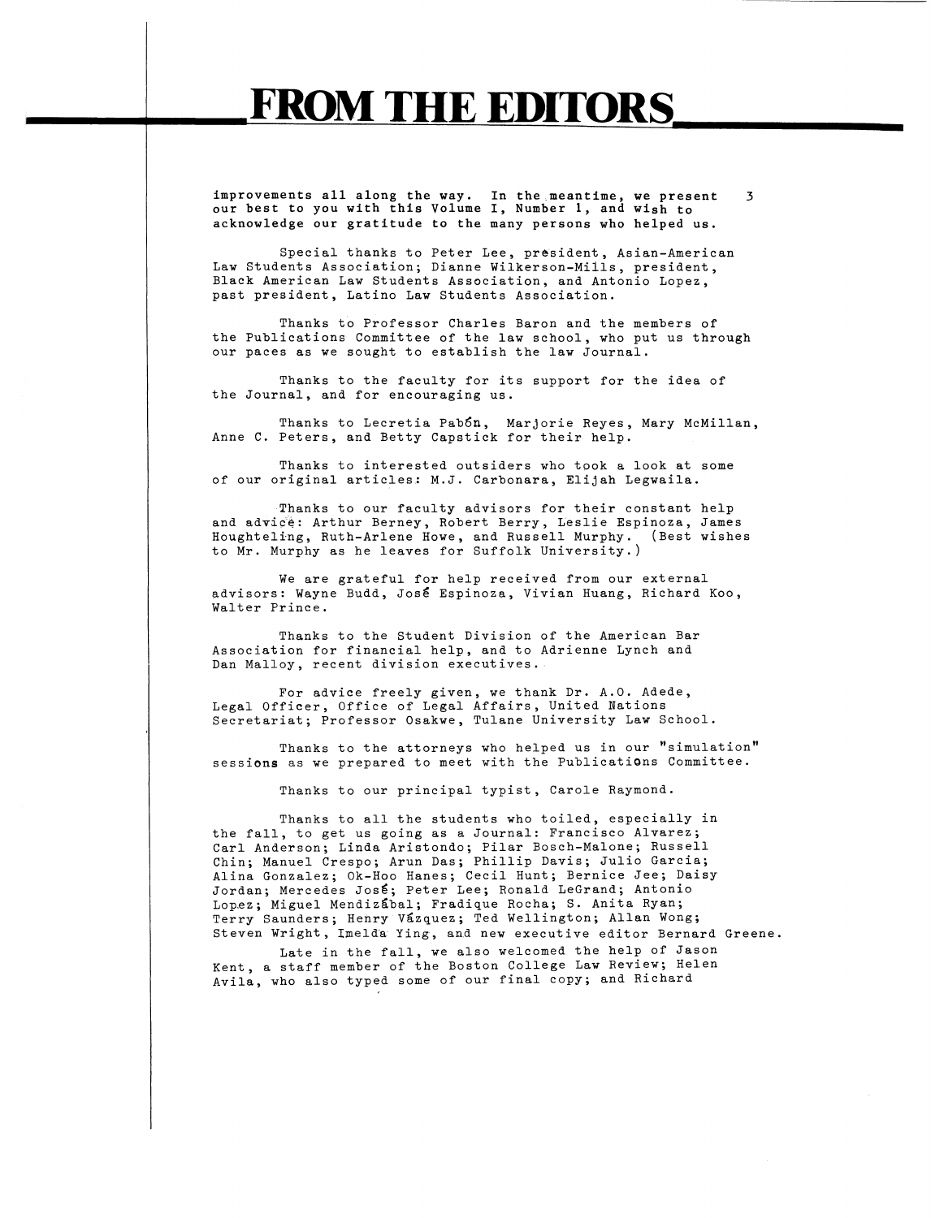# FROM THE EDITORS

improvements all along the way. In the meantime, we present our best to you with this Volume I, Number 1, and wish to acknowledge our gratitude to the many persons who helped us.

Special thanks to Peter Lee, president, Asian-American Law Students Association; Dianne Wilkerson-Mills, president, Black American Law Students Association, and Antonio Lopez, past president, Latino Law Students Association.

Thanks to Professor Charles Baron and the members of the Publications Committee of the law school, who put us through our paces as we sought to establish the law Journal.

Thanks to the faculty for its support for the idea of the Journal, and for encouraging us.

Thanks to Lecretia Pabón, Marjorie Reyes, Mary McMillan, Anne C. Peters, and Betty Capstick for their help.

Thanks to interested outsiders who took a look at some of our original articles: M.J. Carbonara, Elijah Legwaila.

Thanks to our faculty advisors for their constant help and advice: Arthur Berney, Robert Berry, Leslie Espinoza, James Houghteling, Ruth-Arlene Howe, and Russell Murphy. (Best wishes to Mr. Murphy as he leaves for Suffolk University.)

We are grateful for help received from our external advisors: Wayne Budd, José Espinoza, Vivian Huang, Richard Koo, Walter Prince.

Thanks to the Student Division of the American Bar Association for financial help, and to Adrienne Lynch and Dan Malloy, recent division executives.

For advice freely given, we thank Dr. A.O. Adede, Legal Officer, Office of Legal Affairs, United Nations Secretariat; Professor Osakwe, Tulane University Law School.

Thanks to the attorneys who helped us in our "simulation" sessions as we prepared to meet with the Publications Committee.

Thanks to our principal typist, Carole Raymond.

Thanks to all the students who toiled, especially in the fall, to get us going as a Journal: Francisco Alvarez; Carl Anderson; Linda Aristondo; Pilar Bosch-Malone; Russell Chin; Manuel Crespo; Arun Das; Phillip Davis; Julio Garcia; Alina Gonzalez; Ok-Hoo Hanes; Cecil Hunt; Bernice Jee; Daisy Jordan; Mercedes José; Peter Lee; Ronald LeGrand; Antonio Lopez; Miguel Mendizábal; Fradique Rocha; S. Anita Ryan; Terry Saunders; Henry Vázquez; Ted Wellington; Allan Wong; Steven Wright, Imelda Ying, and new executive editor Bernard Greene.

Late in the fall, we also welcomed the help of Jason Kent, a staff member of the Boston College Law Review; Helen Avila, who also typed some of our final copy; and Richard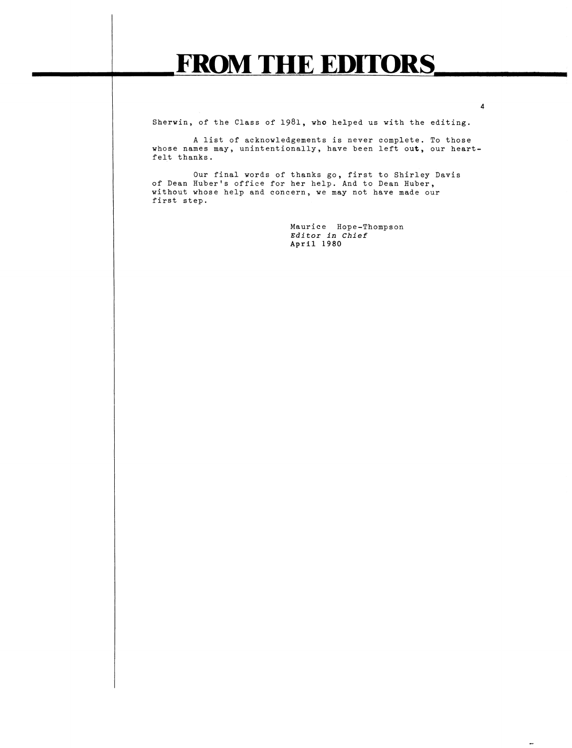# FROM THE EDITORS

Sherwin, of the Class of 1981, who helped us with the editing.

A list of acknowledgements is never complete. To those whose names may, unintentionally, have been left out, our heartfelt thanks.

Our final words of thanks go, first to Shirley Davis of Dean Huber's office for her help. And to Dean Huber, without whose help and concern, we may not have made our first step.

Maurice Hope-Thompson
*Editor in Chief*
April 1980